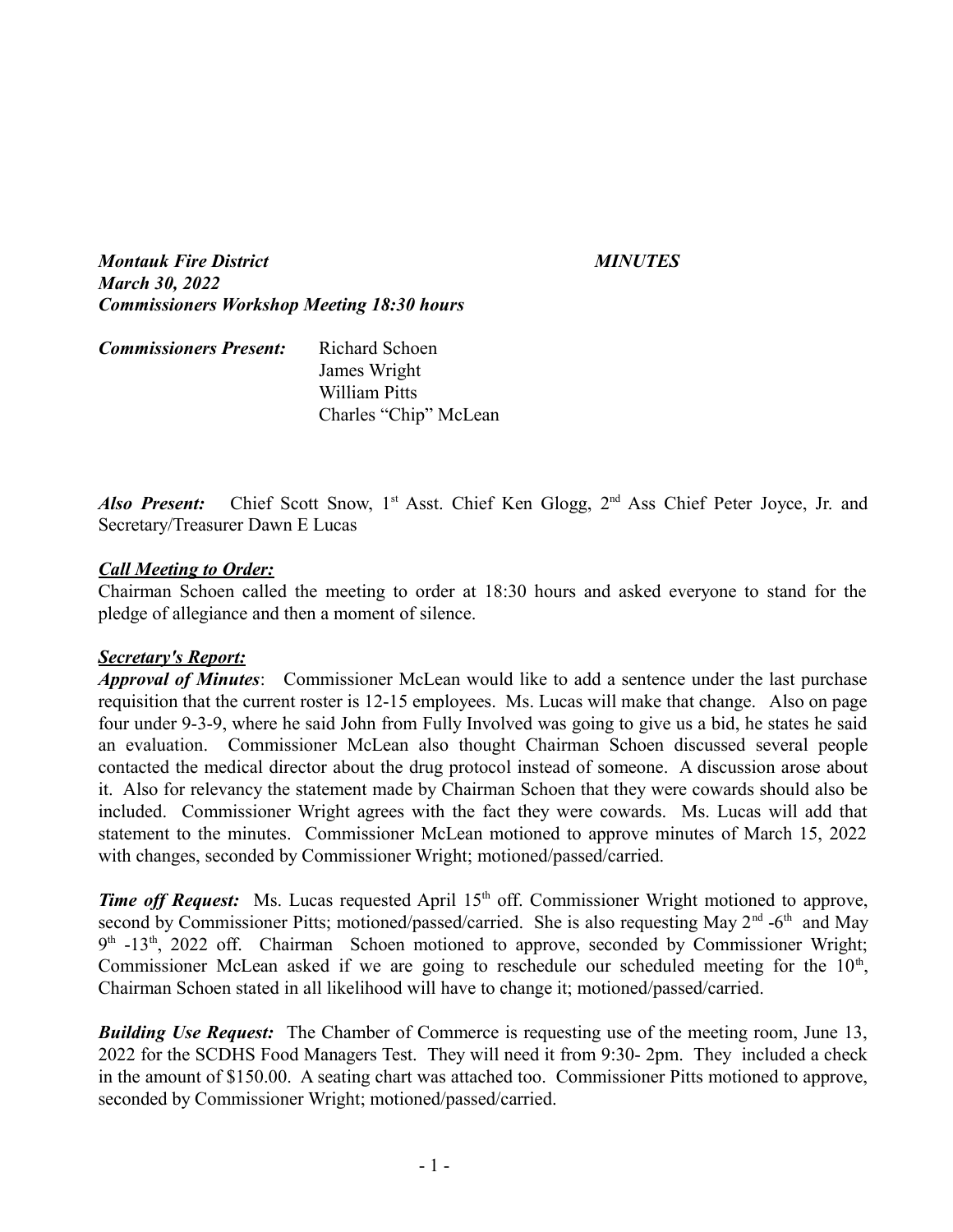***Montauk Fire District*** ***MINUTES***
***March 30, 2022***
***Commissioners Workshop Meeting 18:30 hours***

***Commissioners Present:*** Richard Schoen
James Wright
William Pitts
Charles "Chip" McLean

***Also Present:*** Chief Scott Snow, 1st Asst. Chief Ken Glogg, 2nd Ass Chief Peter Joyce, Jr. and Secretary/Treasurer Dawn E Lucas

***Call Meeting to Order:***

Chairman Schoen called the meeting to order at 18:30 hours and asked everyone to stand for the pledge of allegiance and then a moment of silence.

***Secretary's Report:***

***Approval of Minutes***: Commissioner McLean would like to add a sentence under the last purchase requisition that the current roster is 12-15 employees. Ms. Lucas will make that change. Also on page four under 9-3-9, where he said John from Fully Involved was going to give us a bid, he states he said an evaluation. Commissioner McLean also thought Chairman Schoen discussed several people contacted the medical director about the drug protocol instead of someone. A discussion arose about it. Also for relevancy the statement made by Chairman Schoen that they were cowards should also be included. Commissioner Wright agrees with the fact they were cowards. Ms. Lucas will add that statement to the minutes. Commissioner McLean motioned to approve minutes of March 15, 2022 with changes, seconded by Commissioner Wright; motioned/passed/carried.

***Time off Request:*** Ms. Lucas requested April 15th off. Commissioner Wright motioned to approve, second by Commissioner Pitts; motioned/passed/carried. She is also requesting May 2nd -6th and May 9th -13th, 2022 off. Chairman Schoen motioned to approve, seconded by Commissioner Wright; Commissioner McLean asked if we are going to reschedule our scheduled meeting for the 10th, Chairman Schoen stated in all likelihood will have to change it; motioned/passed/carried.

***Building Use Request:*** The Chamber of Commerce is requesting use of the meeting room, June 13, 2022 for the SCDHS Food Managers Test. They will need it from 9:30- 2pm. They included a check in the amount of $150.00. A seating chart was attached too. Commissioner Pitts motioned to approve, seconded by Commissioner Wright; motioned/passed/carried.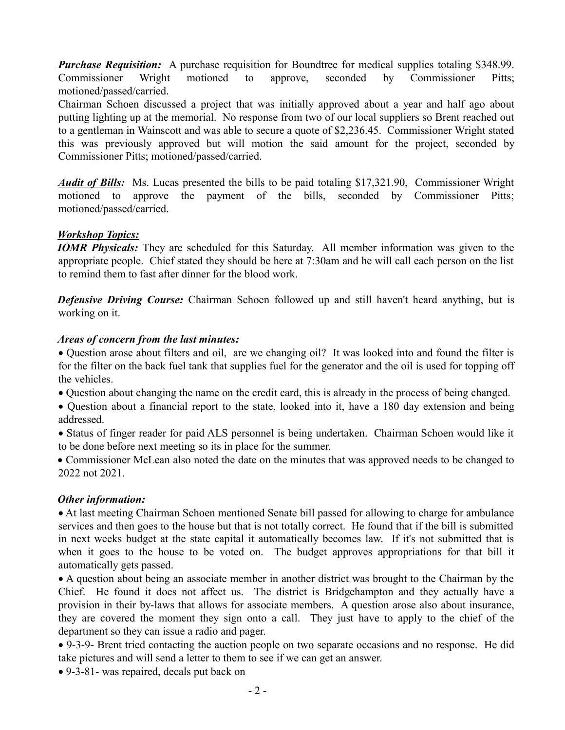***Purchase Requisition:*** A purchase requisition for Boundtree for medical supplies totaling $348.99. Commissioner Wright motioned to approve, seconded by Commissioner Pitts; motioned/passed/carried.

Chairman Schoen discussed a project that was initially approved about a year and half ago about putting lighting up at the memorial. No response from two of our local suppliers so Brent reached out to a gentleman in Wainscott and was able to secure a quote of $2,236.45. Commissioner Wright stated this was previously approved but will motion the said amount for the project, seconded by Commissioner Pitts; motioned/passed/carried.

***<u>Audit of Bills</u>:*** Ms. Lucas presented the bills to be paid totaling $17,321.90, Commissioner Wright motioned to approve the payment of the bills, seconded by Commissioner Pitts; motioned/passed/carried.

***<u>Workshop Topics:</u>***

***IOMR Physicals:*** They are scheduled for this Saturday. All member information was given to the appropriate people. Chief stated they should be here at 7:30am and he will call each person on the list to remind them to fast after dinner for the blood work.

***Defensive Driving Course:*** Chairman Schoen followed up and still haven't heard anything, but is working on it.

***Areas of concern from the last minutes:***

- Question arose about filters and oil, are we changing oil? It was looked into and found the filter is for the filter on the back fuel tank that supplies fuel for the generator and the oil is used for topping off the vehicles.
- Question about changing the name on the credit card, this is already in the process of being changed.
- Question about a financial report to the state, looked into it, have a 180 day extension and being addressed.
- Status of finger reader for paid ALS personnel is being undertaken. Chairman Schoen would like it to be done before next meeting so its in place for the summer.
- Commissioner McLean also noted the date on the minutes that was approved needs to be changed to 2022 not 2021.

***Other information:***

- At last meeting Chairman Schoen mentioned Senate bill passed for allowing to charge for ambulance services and then goes to the house but that is not totally correct. He found that if the bill is submitted in next weeks budget at the state capital it automatically becomes law. If it's not submitted that is when it goes to the house to be voted on. The budget approves appropriations for that bill it automatically gets passed.
- A question about being an associate member in another district was brought to the Chairman by the Chief. He found it does not affect us. The district is Bridgehampton and they actually have a provision in their by-laws that allows for associate members. A question arose also about insurance, they are covered the moment they sign onto a call. They just have to apply to the chief of the department so they can issue a radio and pager.
- 9-3-9- Brent tried contacting the auction people on two separate occasions and no response. He did take pictures and will send a letter to them to see if we can get an answer.
- 9-3-81- was repaired, decals put back on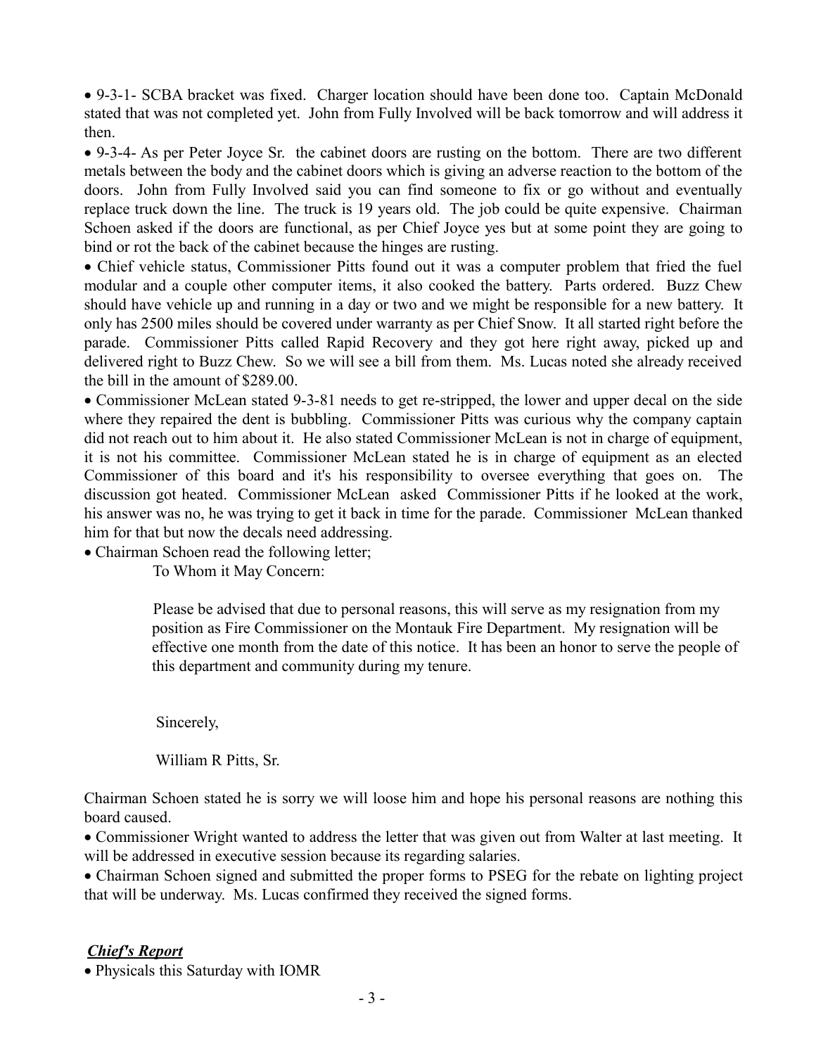- 9-3-1- SCBA bracket was fixed. Charger location should have been done too. Captain McDonald stated that was not completed yet. John from Fully Involved will be back tomorrow and will address it then.
- 9-3-4- As per Peter Joyce Sr. the cabinet doors are rusting on the bottom. There are two different metals between the body and the cabinet doors which is giving an adverse reaction to the bottom of the doors. John from Fully Involved said you can find someone to fix or go without and eventually replace truck down the line. The truck is 19 years old. The job could be quite expensive. Chairman Schoen asked if the doors are functional, as per Chief Joyce yes but at some point they are going to bind or rot the back of the cabinet because the hinges are rusting.
- Chief vehicle status, Commissioner Pitts found out it was a computer problem that fried the fuel modular and a couple other computer items, it also cooked the battery. Parts ordered. Buzz Chew should have vehicle up and running in a day or two and we might be responsible for a new battery. It only has 2500 miles should be covered under warranty as per Chief Snow. It all started right before the parade. Commissioner Pitts called Rapid Recovery and they got here right away, picked up and delivered right to Buzz Chew. So we will see a bill from them. Ms. Lucas noted she already received the bill in the amount of $289.00.
- Commissioner McLean stated 9-3-81 needs to get re-stripped, the lower and upper decal on the side where they repaired the dent is bubbling. Commissioner Pitts was curious why the company captain did not reach out to him about it. He also stated Commissioner McLean is not in charge of equipment, it is not his committee. Commissioner McLean stated he is in charge of equipment as an elected Commissioner of this board and it's his responsibility to oversee everything that goes on. The discussion got heated. Commissioner McLean asked Commissioner Pitts if he looked at the work, his answer was no, he was trying to get it back in time for the parade. Commissioner McLean thanked him for that but now the decals need addressing.
- Chairman Schoen read the following letter;

  To Whom it May Concern:

  Please be advised that due to personal reasons, this will serve as my resignation from my position as Fire Commissioner on the Montauk Fire Department. My resignation will be effective one month from the date of this notice. It has been an honor to serve the people of this department and community during my tenure.

  Sincerely,

  William R Pitts, Sr.

Chairman Schoen stated he is sorry we will loose him and hope his personal reasons are nothing this board caused.

- Commissioner Wright wanted to address the letter that was given out from Walter at last meeting. It will be addressed in executive session because its regarding salaries.
- Chairman Schoen signed and submitted the proper forms to PSEG for the rebate on lighting project that will be underway. Ms. Lucas confirmed they received the signed forms.

***Chief's Report***

- Physicals this Saturday with IOMR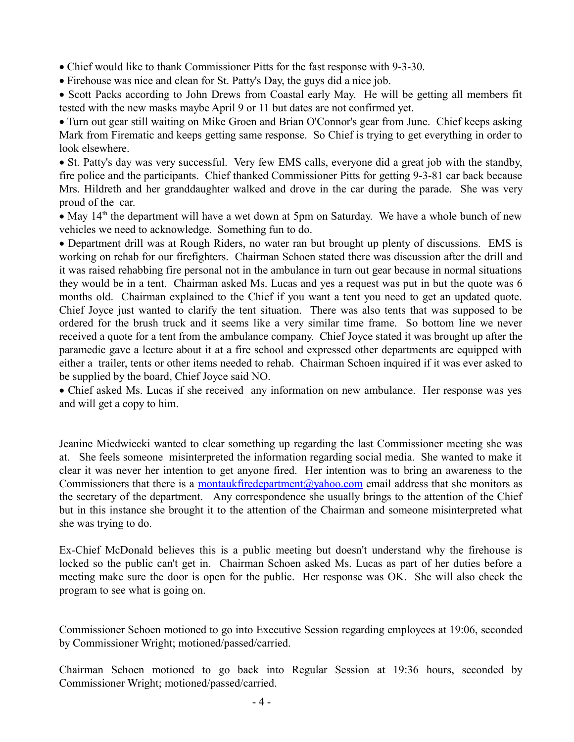- Chief would like to thank Commissioner Pitts for the fast response with 9-3-30.
- Firehouse was nice and clean for St. Patty's Day, the guys did a nice job.
- Scott Packs according to John Drews from Coastal early May. He will be getting all members fit tested with the new masks maybe April 9 or 11 but dates are not confirmed yet.
- Turn out gear still waiting on Mike Groen and Brian O'Connor's gear from June. Chief keeps asking Mark from Firematic and keeps getting same response. So Chief is trying to get everything in order to look elsewhere.
- St. Patty's day was very successful. Very few EMS calls, everyone did a great job with the standby, fire police and the participants. Chief thanked Commissioner Pitts for getting 9-3-81 car back because Mrs. Hildreth and her granddaughter walked and drove in the car during the parade. She was very proud of the car.
- May 14th the department will have a wet down at 5pm on Saturday. We have a whole bunch of new vehicles we need to acknowledge. Something fun to do.
- Department drill was at Rough Riders, no water ran but brought up plenty of discussions. EMS is working on rehab for our firefighters. Chairman Schoen stated there was discussion after the drill and it was raised rehabbing fire personal not in the ambulance in turn out gear because in normal situations they would be in a tent. Chairman asked Ms. Lucas and yes a request was put in but the quote was 6 months old. Chairman explained to the Chief if you want a tent you need to get an updated quote. Chief Joyce just wanted to clarify the tent situation. There was also tents that was supposed to be ordered for the brush truck and it seems like a very similar time frame. So bottom line we never received a quote for a tent from the ambulance company. Chief Joyce stated it was brought up after the paramedic gave a lecture about it at a fire school and expressed other departments are equipped with either a trailer, tents or other items needed to rehab. Chairman Schoen inquired if it was ever asked to be supplied by the board, Chief Joyce said NO.
- Chief asked Ms. Lucas if she received any information on new ambulance. Her response was yes and will get a copy to him.

Jeanine Miedwiecki wanted to clear something up regarding the last Commissioner meeting she was at. She feels someone misinterpreted the information regarding social media. She wanted to make it clear it was never her intention to get anyone fired. Her intention was to bring an awareness to the Commissioners that there is a montaukfiredepartment@yahoo.com email address that she monitors as the secretary of the department. Any correspondence she usually brings to the attention of the Chief but in this instance she brought it to the attention of the Chairman and someone misinterpreted what she was trying to do.

Ex-Chief McDonald believes this is a public meeting but doesn't understand why the firehouse is locked so the public can't get in. Chairman Schoen asked Ms. Lucas as part of her duties before a meeting make sure the door is open for the public. Her response was OK. She will also check the program to see what is going on.

Commissioner Schoen motioned to go into Executive Session regarding employees at 19:06, seconded by Commissioner Wright; motioned/passed/carried.

Chairman Schoen motioned to go back into Regular Session at 19:36 hours, seconded by Commissioner Wright; motioned/passed/carried.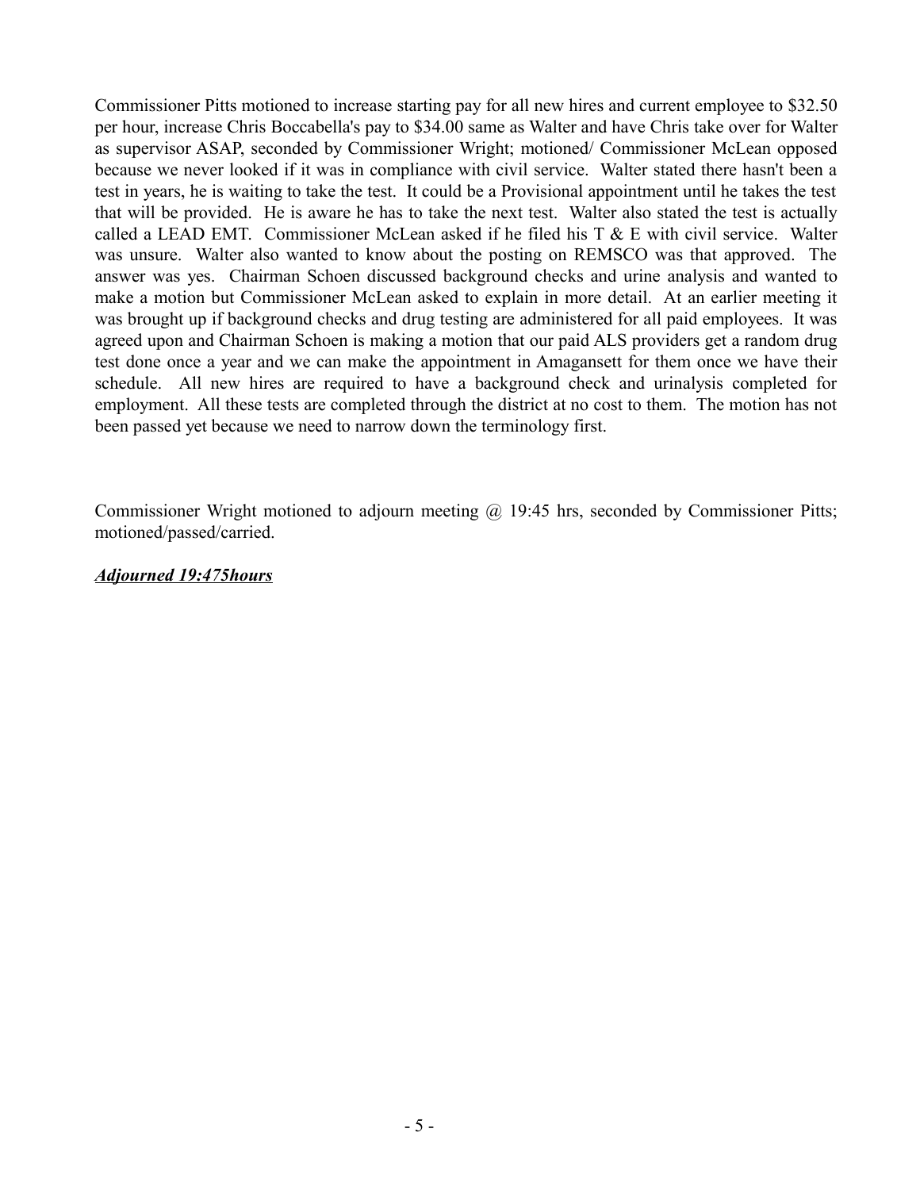Commissioner Pitts motioned to increase starting pay for all new hires and current employee to $32.50 per hour, increase Chris Boccabella's pay to $34.00 same as Walter and have Chris take over for Walter as supervisor ASAP, seconded by Commissioner Wright; motioned/ Commissioner McLean opposed because we never looked if it was in compliance with civil service. Walter stated there hasn't been a test in years, he is waiting to take the test. It could be a Provisional appointment until he takes the test that will be provided. He is aware he has to take the next test. Walter also stated the test is actually called a LEAD EMT. Commissioner McLean asked if he filed his T & E with civil service. Walter was unsure. Walter also wanted to know about the posting on REMSCO was that approved. The answer was yes. Chairman Schoen discussed background checks and urine analysis and wanted to make a motion but Commissioner McLean asked to explain in more detail. At an earlier meeting it was brought up if background checks and drug testing are administered for all paid employees. It was agreed upon and Chairman Schoen is making a motion that our paid ALS providers get a random drug test done once a year and we can make the appointment in Amagansett for them once we have their schedule. All new hires are required to have a background check and urinalysis completed for employment. All these tests are completed through the district at no cost to them. The motion has not been passed yet because we need to narrow down the terminology first.

Commissioner Wright motioned to adjourn meeting @ 19:45 hrs, seconded by Commissioner Pitts; motioned/passed/carried.

***<u>Adjourned 19:475hours</u>***